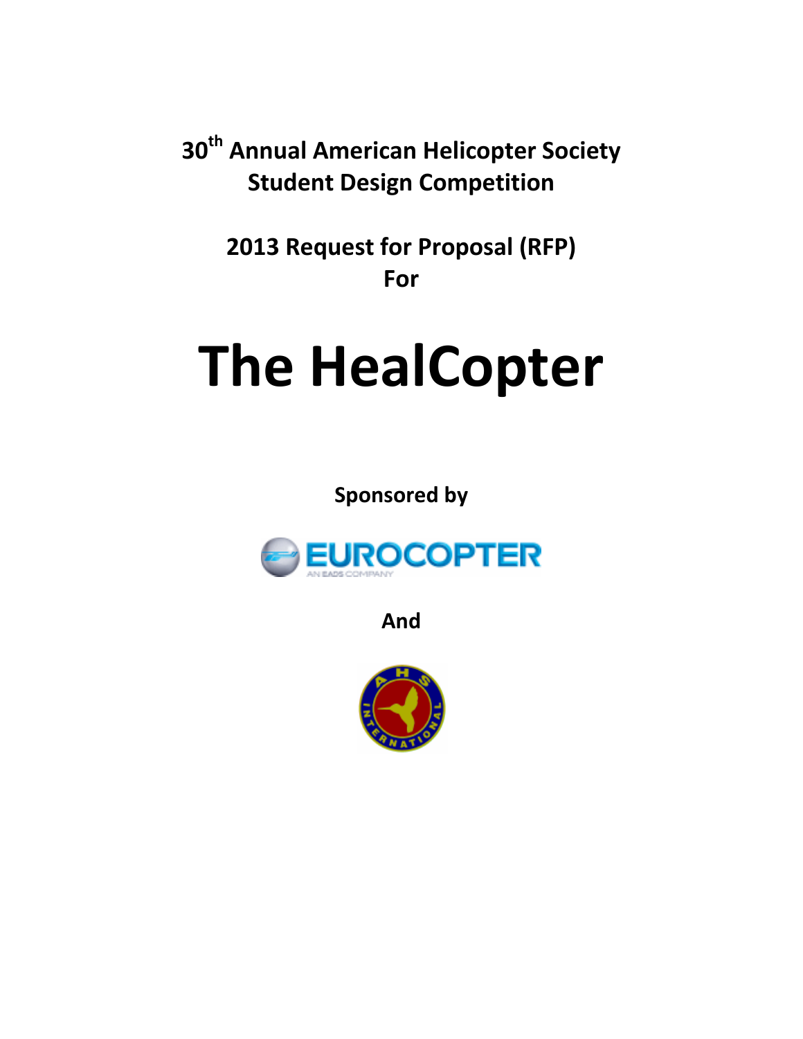**30th Annual American Helicopter Society Student Design Competition**

**2013 Request for Proposal (RFP) For**

# The HealCopter

**Sponsored by**

EUROCOPTER

AN EADS COMPANY

**And**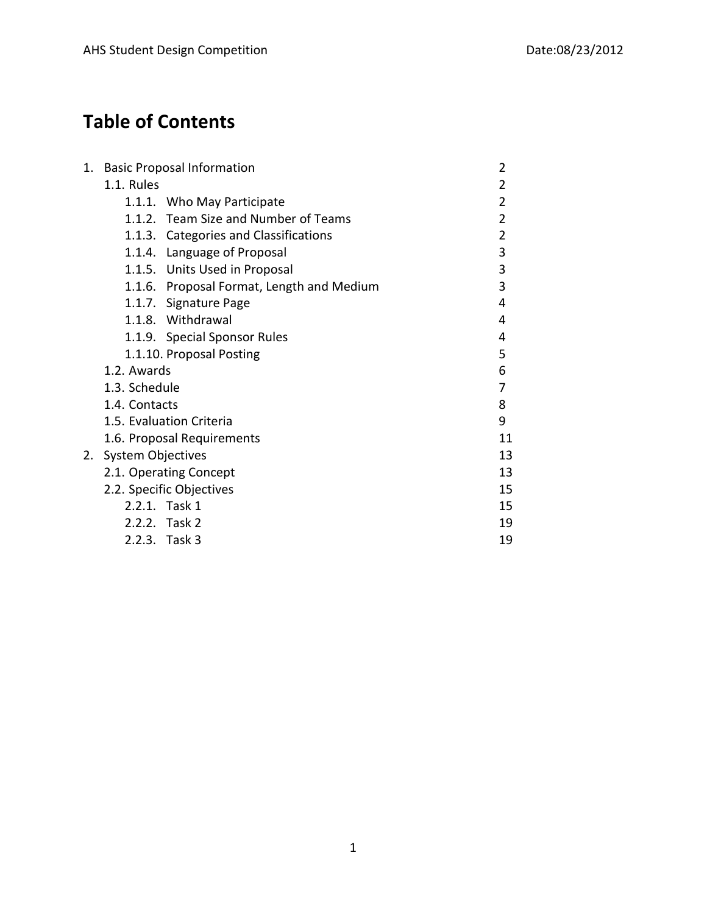# Table of Contents

| | |
|---|---|
| 1. Basic Proposal Information | 2 |
| 1.1. Rules | 2 |
| 1.1.1. Who May Participate | 2 |
| 1.1.2. Team Size and Number of Teams | 2 |
| 1.1.3. Categories and Classifications | 2 |
| 1.1.4. Language of Proposal | 3 |
| 1.1.5. Units Used in Proposal | 3 |
| 1.1.6. Proposal Format, Length and Medium | 3 |
| 1.1.7. Signature Page | 4 |
| 1.1.8. Withdrawal | 4 |
| 1.1.9. Special Sponsor Rules | 4 |
| 1.1.10. Proposal Posting | 5 |
| 1.2. Awards | 6 |
| 1.3. Schedule | 7 |
| 1.4. Contacts | 8 |
| 1.5. Evaluation Criteria | 9 |
| 1.6. Proposal Requirements | 11 |
| 2. System Objectives | 13 |
| 2.1. Operating Concept | 13 |
| 2.2. Specific Objectives | 15 |
| 2.2.1. Task 1 | 15 |
| 2.2.2. Task 2 | 19 |
| 2.2.3. Task 3 | 19 |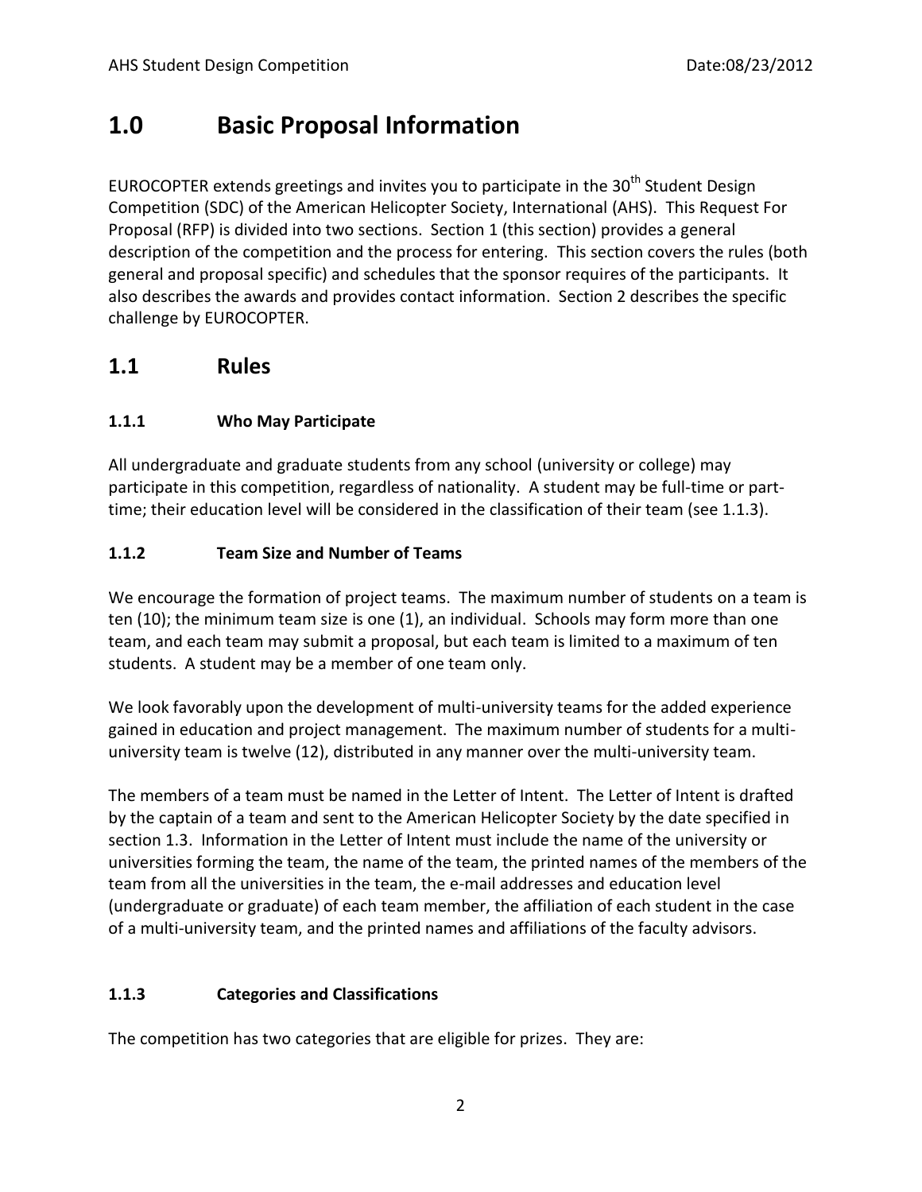# 1.0 Basic Proposal Information

EUROCOPTER extends greetings and invites you to participate in the 30th Student Design Competition (SDC) of the American Helicopter Society, International (AHS). This Request For Proposal (RFP) is divided into two sections. Section 1 (this section) provides a general description of the competition and the process for entering. This section covers the rules (both general and proposal specific) and schedules that the sponsor requires of the participants. It also describes the awards and provides contact information. Section 2 describes the specific challenge by EUROCOPTER.

## 1.1 Rules

### 1.1.1 Who May Participate

All undergraduate and graduate students from any school (university or college) may participate in this competition, regardless of nationality. A student may be full-time or part-time; their education level will be considered in the classification of their team (see 1.1.3).

### 1.1.2 Team Size and Number of Teams

We encourage the formation of project teams. The maximum number of students on a team is ten (10); the minimum team size is one (1), an individual. Schools may form more than one team, and each team may submit a proposal, but each team is limited to a maximum of ten students. A student may be a member of one team only.

We look favorably upon the development of multi-university teams for the added experience gained in education and project management. The maximum number of students for a multi-university team is twelve (12), distributed in any manner over the multi-university team.

The members of a team must be named in the Letter of Intent. The Letter of Intent is drafted by the captain of a team and sent to the American Helicopter Society by the date specified in section 1.3. Information in the Letter of Intent must include the name of the university or universities forming the team, the name of the team, the printed names of the members of the team from all the universities in the team, the e-mail addresses and education level (undergraduate or graduate) of each team member, the affiliation of each student in the case of a multi-university team, and the printed names and affiliations of the faculty advisors.

### 1.1.3 Categories and Classifications

The competition has two categories that are eligible for prizes. They are: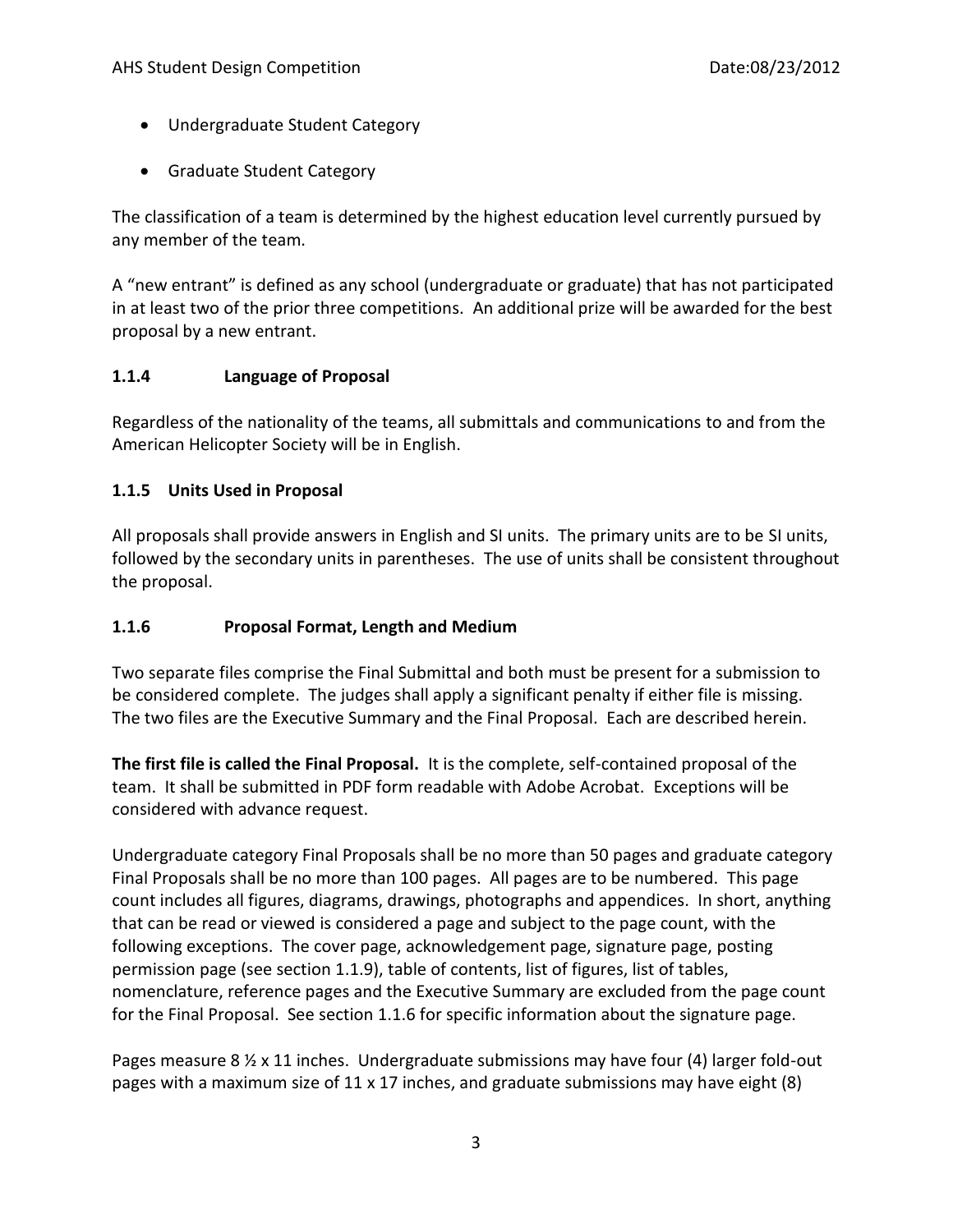- Undergraduate Student Category
- Graduate Student Category

The classification of a team is determined by the highest education level currently pursued by any member of the team.

A "new entrant" is defined as any school (undergraduate or graduate) that has not participated in at least two of the prior three competitions. An additional prize will be awarded for the best proposal by a new entrant.

### 1.1.4 Language of Proposal

Regardless of the nationality of the teams, all submittals and communications to and from the American Helicopter Society will be in English.

### 1.1.5 Units Used in Proposal

All proposals shall provide answers in English and SI units. The primary units are to be SI units, followed by the secondary units in parentheses. The use of units shall be consistent throughout the proposal.

### 1.1.6 Proposal Format, Length and Medium

Two separate files comprise the Final Submittal and both must be present for a submission to be considered complete. The judges shall apply a significant penalty if either file is missing. The two files are the Executive Summary and the Final Proposal. Each are described herein.

**The first file is called the Final Proposal.** It is the complete, self-contained proposal of the team. It shall be submitted in PDF form readable with Adobe Acrobat. Exceptions will be considered with advance request.

Undergraduate category Final Proposals shall be no more than 50 pages and graduate category Final Proposals shall be no more than 100 pages. All pages are to be numbered. This page count includes all figures, diagrams, drawings, photographs and appendices. In short, anything that can be read or viewed is considered a page and subject to the page count, with the following exceptions. The cover page, acknowledgement page, signature page, posting permission page (see section 1.1.9), table of contents, list of figures, list of tables, nomenclature, reference pages and the Executive Summary are excluded from the page count for the Final Proposal. See section 1.1.6 for specific information about the signature page.

Pages measure 8 ½ x 11 inches. Undergraduate submissions may have four (4) larger fold-out pages with a maximum size of 11 x 17 inches, and graduate submissions may have eight (8)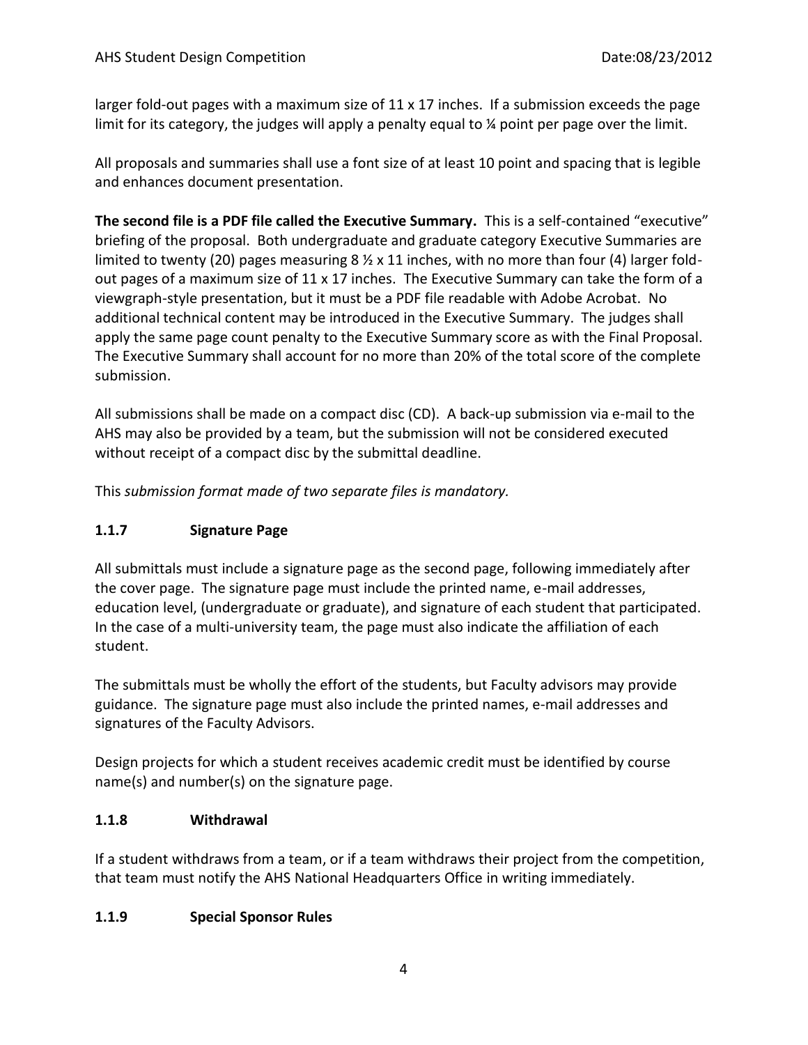larger fold-out pages with a maximum size of 11 x 17 inches. If a submission exceeds the page limit for its category, the judges will apply a penalty equal to ¼ point per page over the limit.

All proposals and summaries shall use a font size of at least 10 point and spacing that is legible and enhances document presentation.

**The second file is a PDF file called the Executive Summary.** This is a self-contained "executive" briefing of the proposal. Both undergraduate and graduate category Executive Summaries are limited to twenty (20) pages measuring 8 ½ x 11 inches, with no more than four (4) larger fold-out pages of a maximum size of 11 x 17 inches. The Executive Summary can take the form of a viewgraph-style presentation, but it must be a PDF file readable with Adobe Acrobat. No additional technical content may be introduced in the Executive Summary. The judges shall apply the same page count penalty to the Executive Summary score as with the Final Proposal. The Executive Summary shall account for no more than 20% of the total score of the complete submission.

All submissions shall be made on a compact disc (CD). A back-up submission via e-mail to the AHS may also be provided by a team, but the submission will not be considered executed without receipt of a compact disc by the submittal deadline.

This *submission format made of two separate files is mandatory.*

### 1.1.7 Signature Page

All submittals must include a signature page as the second page, following immediately after the cover page. The signature page must include the printed name, e-mail addresses, education level, (undergraduate or graduate), and signature of each student that participated. In the case of a multi-university team, the page must also indicate the affiliation of each student.

The submittals must be wholly the effort of the students, but Faculty advisors may provide guidance. The signature page must also include the printed names, e-mail addresses and signatures of the Faculty Advisors.

Design projects for which a student receives academic credit must be identified by course name(s) and number(s) on the signature page.

### 1.1.8 Withdrawal

If a student withdraws from a team, or if a team withdraws their project from the competition, that team must notify the AHS National Headquarters Office in writing immediately.

### 1.1.9 Special Sponsor Rules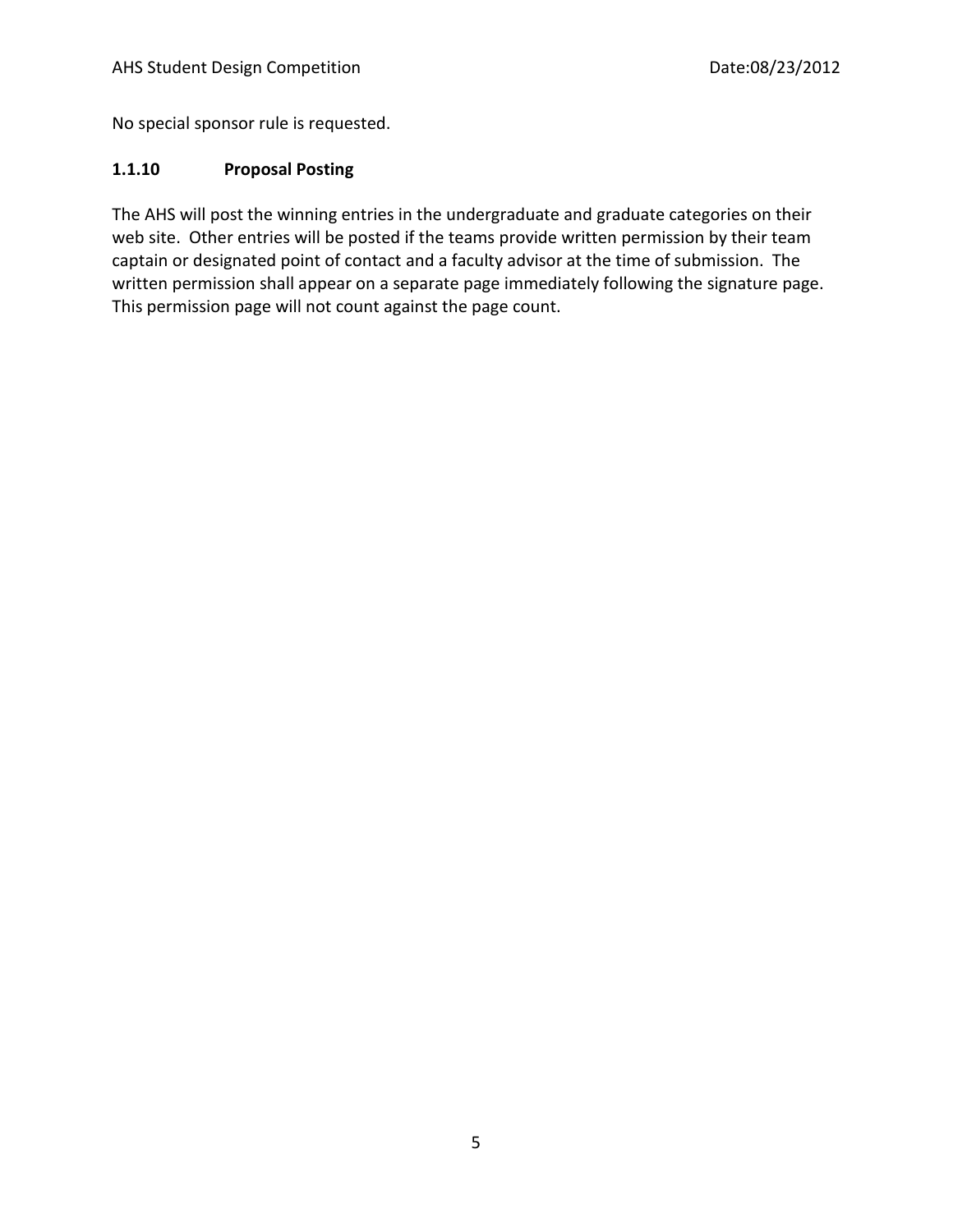No special sponsor rule is requested.

### 1.1.10 Proposal Posting

The AHS will post the winning entries in the undergraduate and graduate categories on their web site. Other entries will be posted if the teams provide written permission by their team captain or designated point of contact and a faculty advisor at the time of submission. The written permission shall appear on a separate page immediately following the signature page. This permission page will not count against the page count.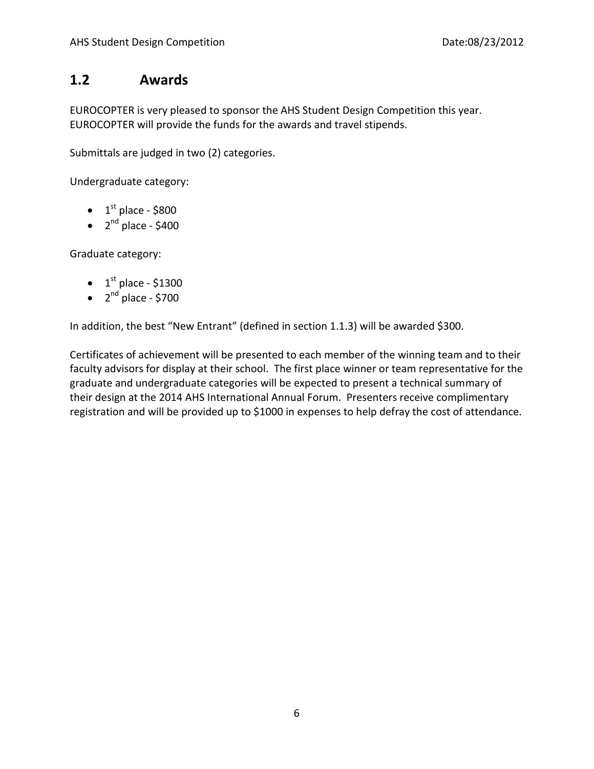## 1.2 Awards

EUROCOPTER is very pleased to sponsor the AHS Student Design Competition this year. EUROCOPTER will provide the funds for the awards and travel stipends.

Submittals are judged in two (2) categories.

Undergraduate category:

- 1st place - $800
- 2nd place - $400

Graduate category:

- 1st place - $1300
- 2nd place - $700

In addition, the best "New Entrant" (defined in section 1.1.3) will be awarded $300.

Certificates of achievement will be presented to each member of the winning team and to their faculty advisors for display at their school. The first place winner or team representative for the graduate and undergraduate categories will be expected to present a technical summary of their design at the 2014 AHS International Annual Forum. Presenters receive complimentary registration and will be provided up to $1000 in expenses to help defray the cost of attendance.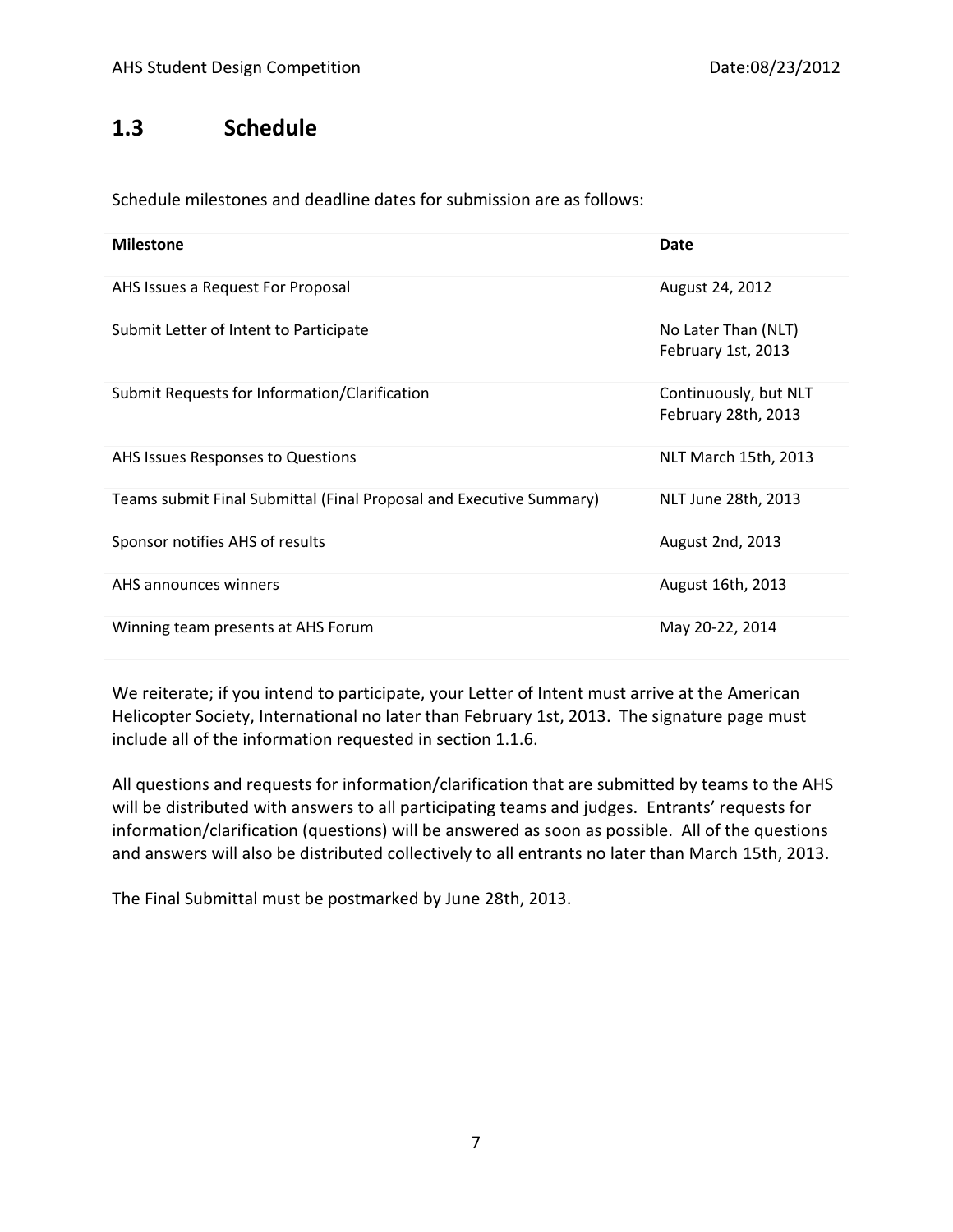## 1.3 Schedule

Schedule milestones and deadline dates for submission are as follows:

| Milestone | Date |
|---|---|
| AHS Issues a Request For Proposal | August 24, 2012 |
| Submit Letter of Intent to Participate | No Later Than (NLT) February 1st, 2013 |
| Submit Requests for Information/Clarification | Continuously, but NLT February 28th, 2013 |
| AHS Issues Responses to Questions | NLT March 15th, 2013 |
| Teams submit Final Submittal (Final Proposal and Executive Summary) | NLT June 28th, 2013 |
| Sponsor notifies AHS of results | August 2nd, 2013 |
| AHS announces winners | August 16th, 2013 |
| Winning team presents at AHS Forum | May 20-22, 2014 |

We reiterate; if you intend to participate, your Letter of Intent must arrive at the American Helicopter Society, International no later than February 1st, 2013. The signature page must include all of the information requested in section 1.1.6.

All questions and requests for information/clarification that are submitted by teams to the AHS will be distributed with answers to all participating teams and judges. Entrants' requests for information/clarification (questions) will be answered as soon as possible. All of the questions and answers will also be distributed collectively to all entrants no later than March 15th, 2013.

The Final Submittal must be postmarked by June 28th, 2013.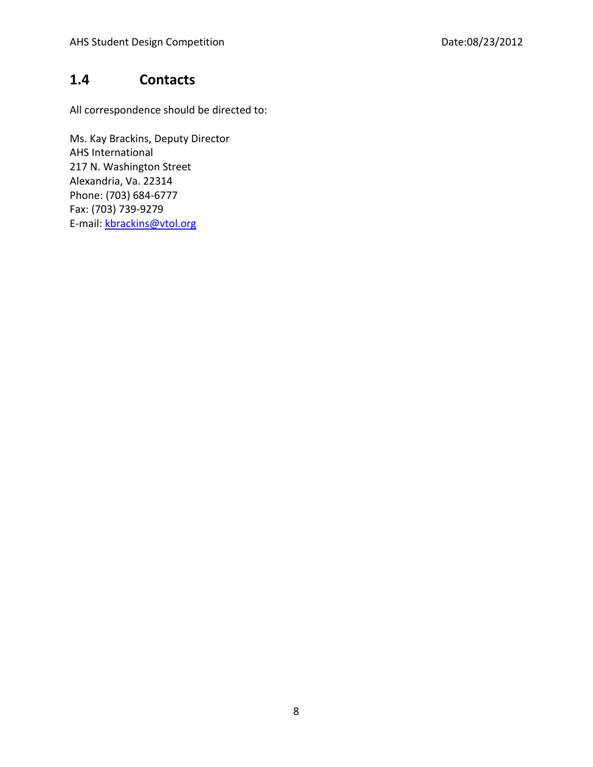## 1.4 Contacts

All correspondence should be directed to:

Ms. Kay Brackins, Deputy Director  
AHS International  
217 N. Washington Street  
Alexandria, Va. 22314  
Phone: (703) 684-6777  
Fax: (703) 739-9279  
E-mail: kbrackins@vtol.org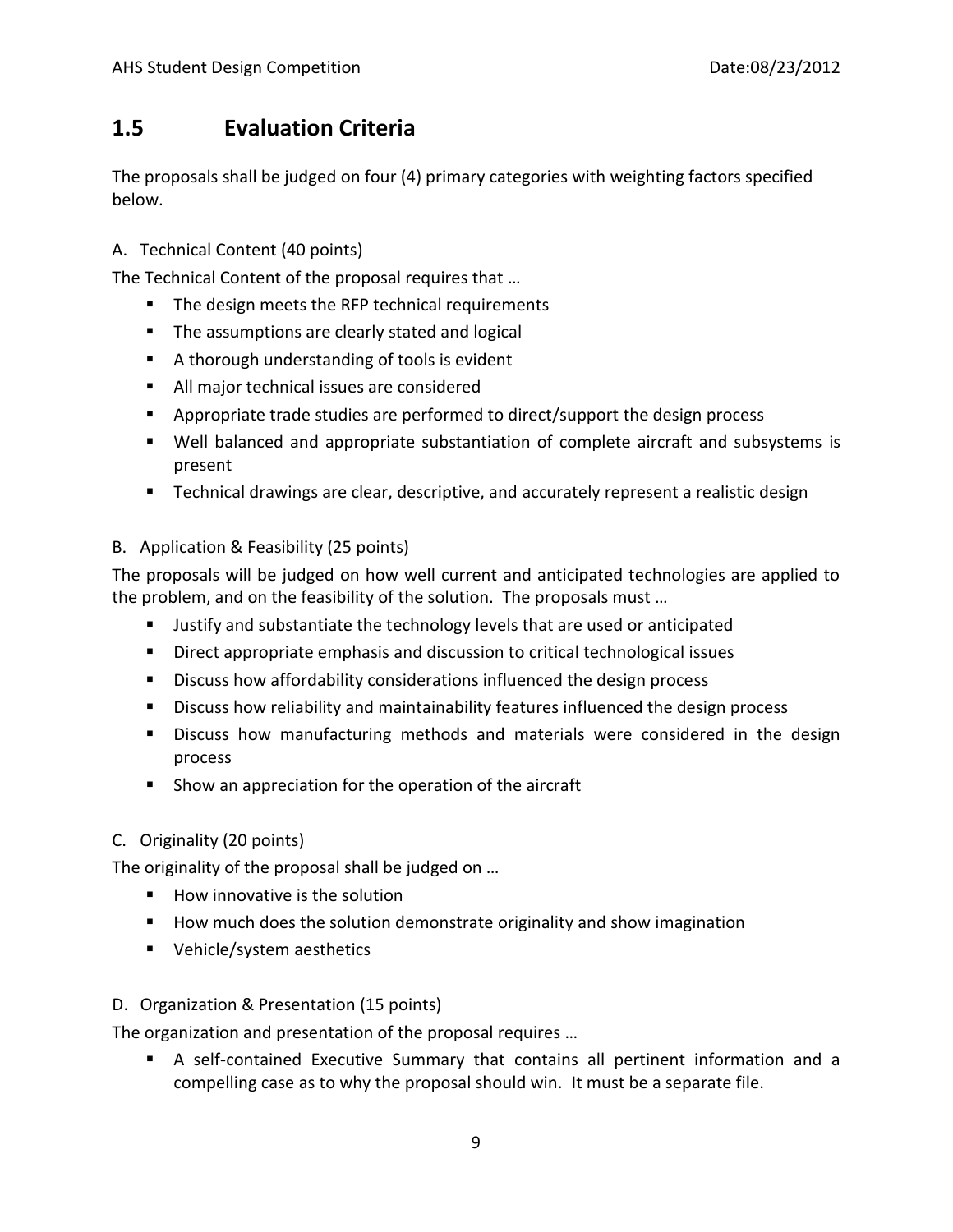## 1.5 Evaluation Criteria

The proposals shall be judged on four (4) primary categories with weighting factors specified below.

A. Technical Content (40 points)

The Technical Content of the proposal requires that …

- The design meets the RFP technical requirements
- The assumptions are clearly stated and logical
- A thorough understanding of tools is evident
- All major technical issues are considered
- Appropriate trade studies are performed to direct/support the design process
- Well balanced and appropriate substantiation of complete aircraft and subsystems is present
- Technical drawings are clear, descriptive, and accurately represent a realistic design

B. Application & Feasibility (25 points)

The proposals will be judged on how well current and anticipated technologies are applied to the problem, and on the feasibility of the solution. The proposals must …

- Justify and substantiate the technology levels that are used or anticipated
- Direct appropriate emphasis and discussion to critical technological issues
- Discuss how affordability considerations influenced the design process
- Discuss how reliability and maintainability features influenced the design process
- Discuss how manufacturing methods and materials were considered in the design process
- Show an appreciation for the operation of the aircraft

C. Originality (20 points)

The originality of the proposal shall be judged on …

- How innovative is the solution
- How much does the solution demonstrate originality and show imagination
- Vehicle/system aesthetics

D. Organization & Presentation (15 points)

The organization and presentation of the proposal requires …

- A self-contained Executive Summary that contains all pertinent information and a compelling case as to why the proposal should win. It must be a separate file.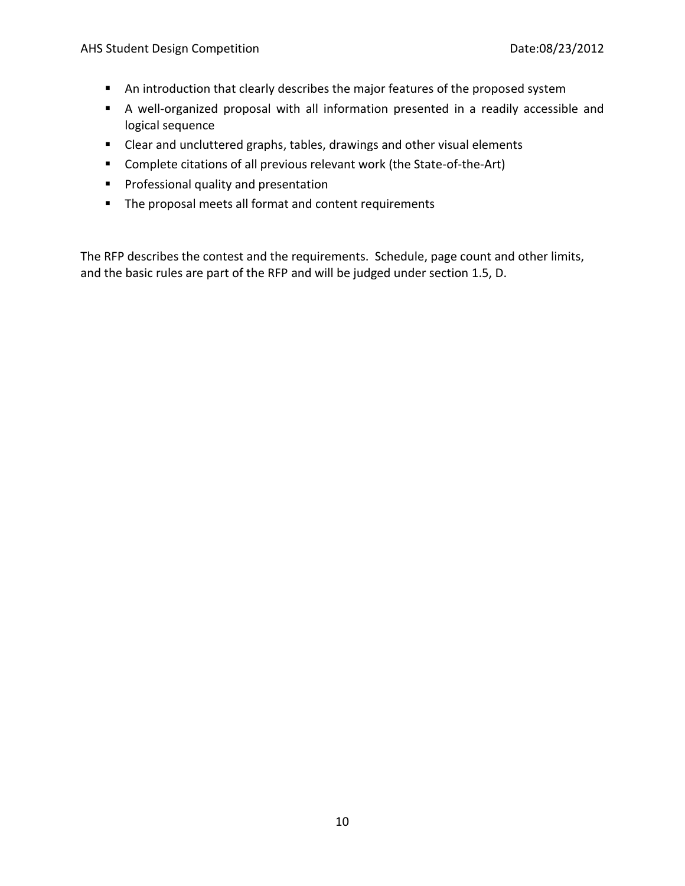- An introduction that clearly describes the major features of the proposed system
- A well-organized proposal with all information presented in a readily accessible and logical sequence
- Clear and uncluttered graphs, tables, drawings and other visual elements
- Complete citations of all previous relevant work (the State-of-the-Art)
- Professional quality and presentation
- The proposal meets all format and content requirements

The RFP describes the contest and the requirements. Schedule, page count and other limits, and the basic rules are part of the RFP and will be judged under section 1.5, D.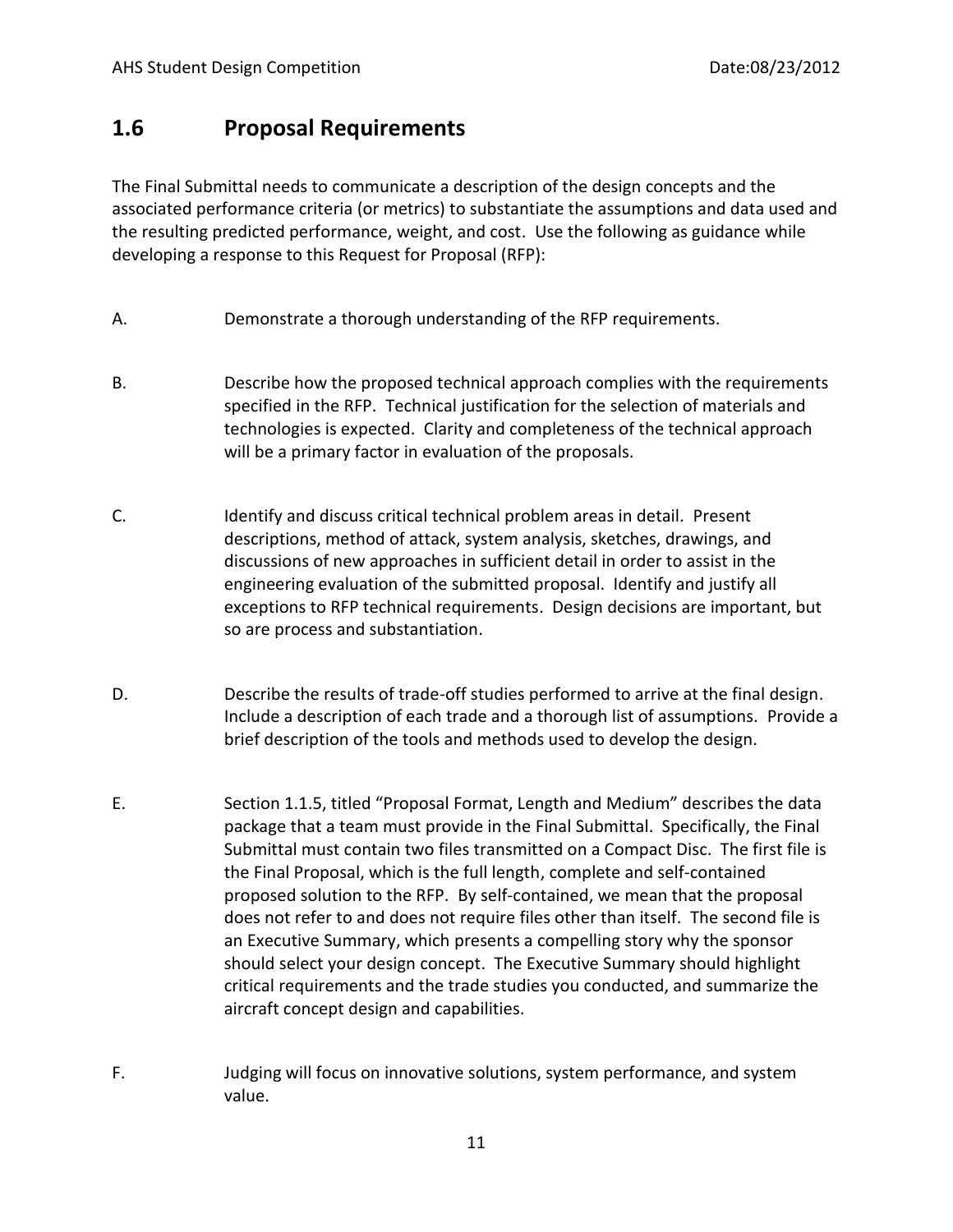## 1.6 Proposal Requirements

The Final Submittal needs to communicate a description of the design concepts and the associated performance criteria (or metrics) to substantiate the assumptions and data used and the resulting predicted performance, weight, and cost. Use the following as guidance while developing a response to this Request for Proposal (RFP):

A. Demonstrate a thorough understanding of the RFP requirements.

B. Describe how the proposed technical approach complies with the requirements specified in the RFP. Technical justification for the selection of materials and technologies is expected. Clarity and completeness of the technical approach will be a primary factor in evaluation of the proposals.

C. Identify and discuss critical technical problem areas in detail. Present descriptions, method of attack, system analysis, sketches, drawings, and discussions of new approaches in sufficient detail in order to assist in the engineering evaluation of the submitted proposal. Identify and justify all exceptions to RFP technical requirements. Design decisions are important, but so are process and substantiation.

D. Describe the results of trade-off studies performed to arrive at the final design. Include a description of each trade and a thorough list of assumptions. Provide a brief description of the tools and methods used to develop the design.

E. Section 1.1.5, titled "Proposal Format, Length and Medium" describes the data package that a team must provide in the Final Submittal. Specifically, the Final Submittal must contain two files transmitted on a Compact Disc. The first file is the Final Proposal, which is the full length, complete and self-contained proposed solution to the RFP. By self-contained, we mean that the proposal does not refer to and does not require files other than itself. The second file is an Executive Summary, which presents a compelling story why the sponsor should select your design concept. The Executive Summary should highlight critical requirements and the trade studies you conducted, and summarize the aircraft concept design and capabilities.

F. Judging will focus on innovative solutions, system performance, and system value.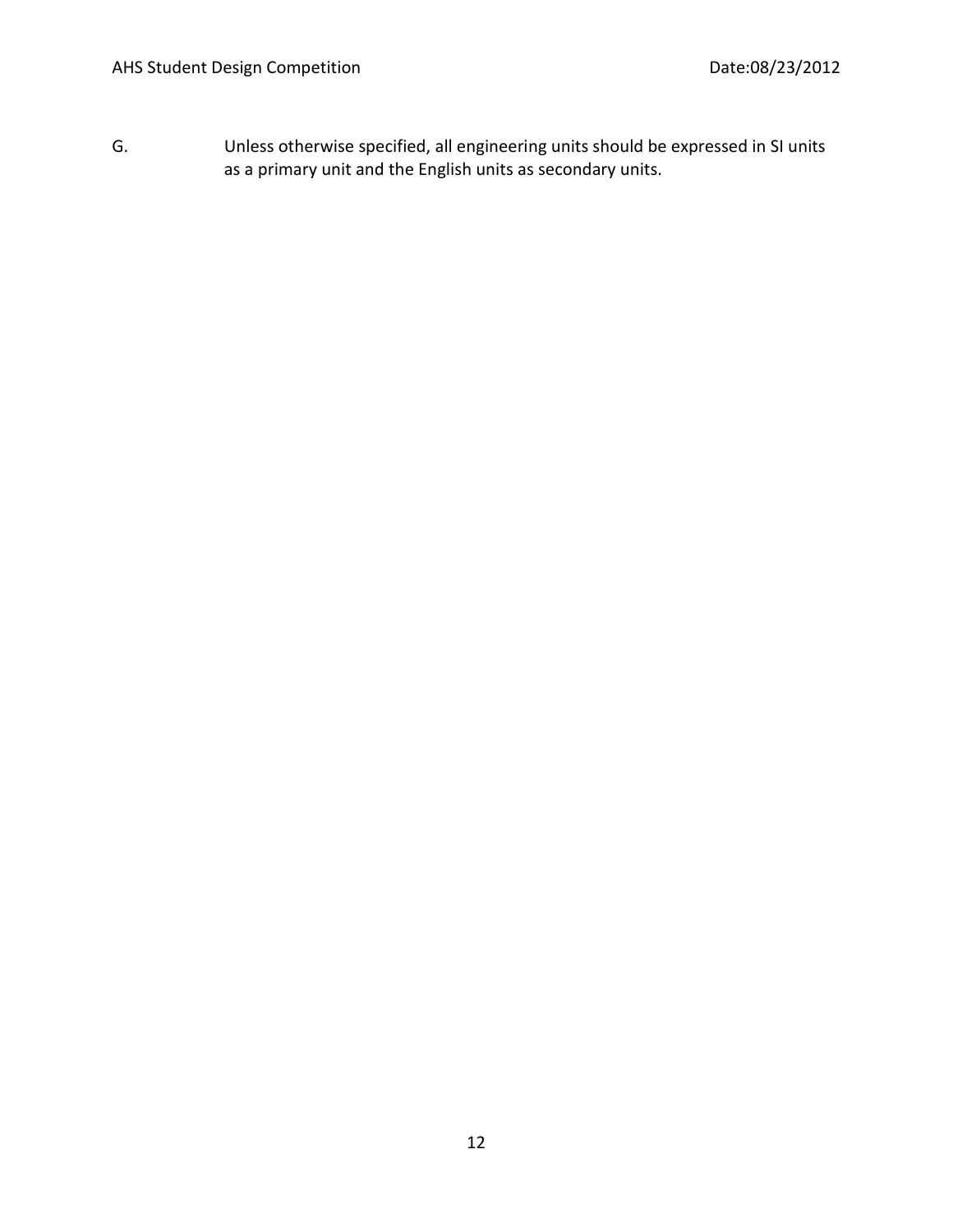G. Unless otherwise specified, all engineering units should be expressed in SI units as a primary unit and the English units as secondary units.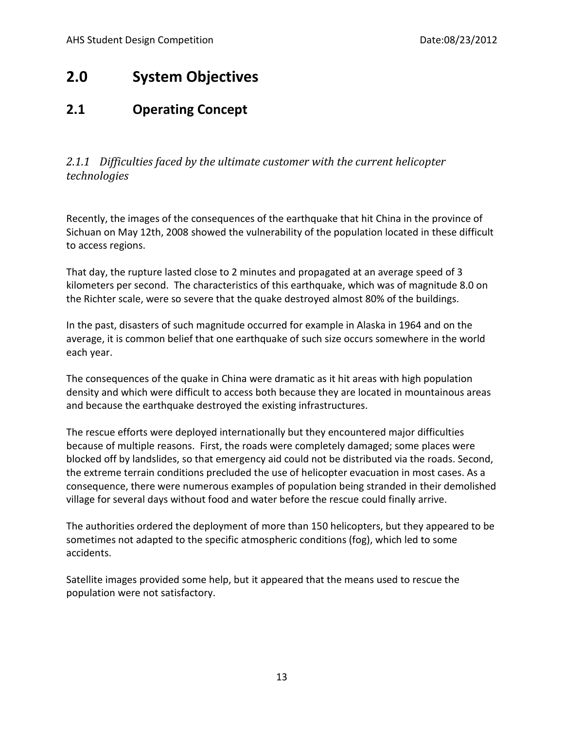# 2.0 System Objectives

## 2.1 Operating Concept

### *2.1.1 Difficulties faced by the ultimate customer with the current helicopter technologies*

Recently, the images of the consequences of the earthquake that hit China in the province of Sichuan on May 12th, 2008 showed the vulnerability of the population located in these difficult to access regions.

That day, the rupture lasted close to 2 minutes and propagated at an average speed of 3 kilometers per second. The characteristics of this earthquake, which was of magnitude 8.0 on the Richter scale, were so severe that the quake destroyed almost 80% of the buildings.

In the past, disasters of such magnitude occurred for example in Alaska in 1964 and on the average, it is common belief that one earthquake of such size occurs somewhere in the world each year.

The consequences of the quake in China were dramatic as it hit areas with high population density and which were difficult to access both because they are located in mountainous areas and because the earthquake destroyed the existing infrastructures.

The rescue efforts were deployed internationally but they encountered major difficulties because of multiple reasons. First, the roads were completely damaged; some places were blocked off by landslides, so that emergency aid could not be distributed via the roads. Second, the extreme terrain conditions precluded the use of helicopter evacuation in most cases. As a consequence, there were numerous examples of population being stranded in their demolished village for several days without food and water before the rescue could finally arrive.

The authorities ordered the deployment of more than 150 helicopters, but they appeared to be sometimes not adapted to the specific atmospheric conditions (fog), which led to some accidents.

Satellite images provided some help, but it appeared that the means used to rescue the population were not satisfactory.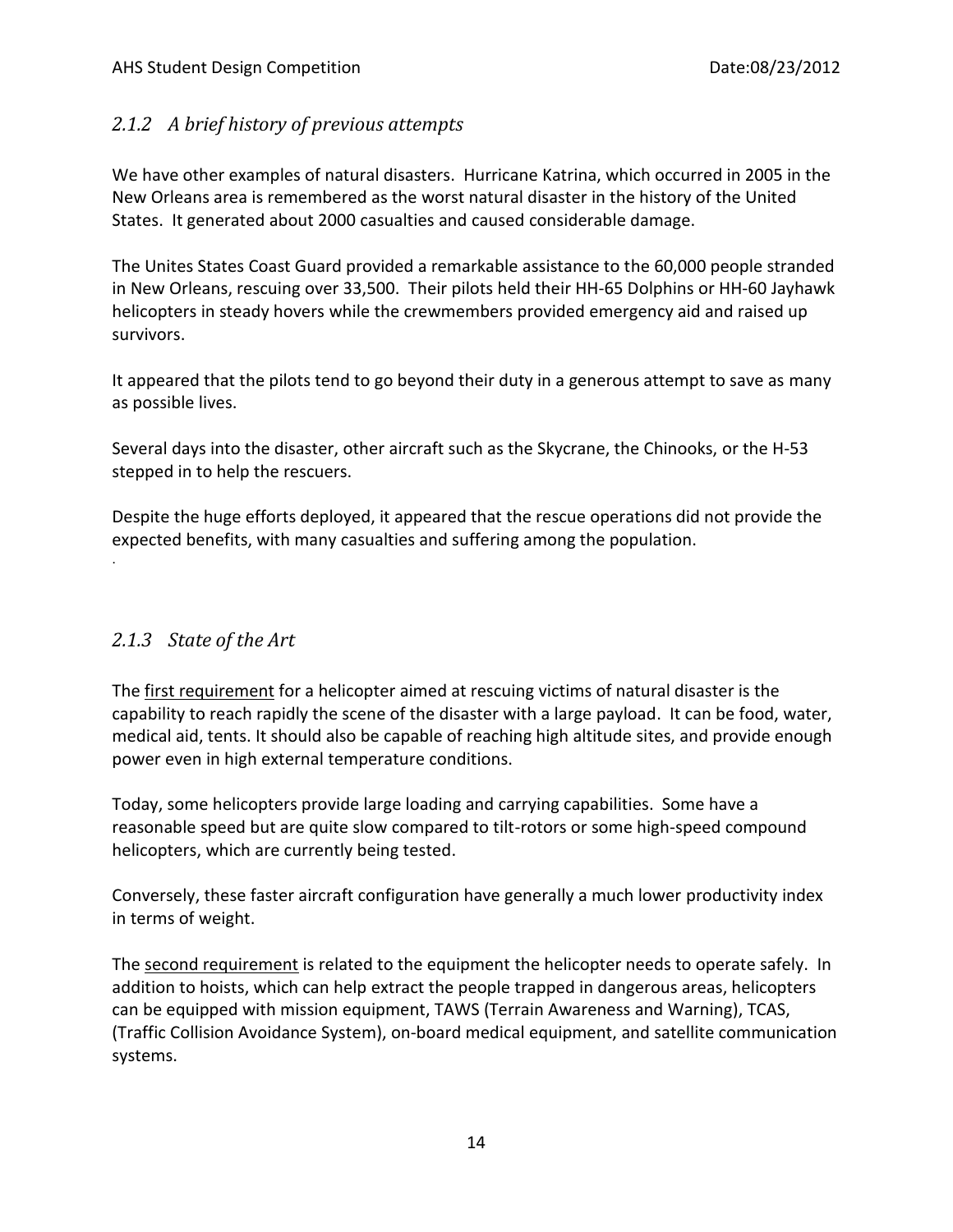### *2.1.2 A brief history of previous attempts*

We have other examples of natural disasters. Hurricane Katrina, which occurred in 2005 in the New Orleans area is remembered as the worst natural disaster in the history of the United States. It generated about 2000 casualties and caused considerable damage.

The Unites States Coast Guard provided a remarkable assistance to the 60,000 people stranded in New Orleans, rescuing over 33,500. Their pilots held their HH-65 Dolphins or HH-60 Jayhawk helicopters in steady hovers while the crewmembers provided emergency aid and raised up survivors.

It appeared that the pilots tend to go beyond their duty in a generous attempt to save as many as possible lives.

Several days into the disaster, other aircraft such as the Skycrane, the Chinooks, or the H-53 stepped in to help the rescuers.

Despite the huge efforts deployed, it appeared that the rescue operations did not provide the expected benefits, with many casualties and suffering among the population.

.

### *2.1.3 State of the Art*

The <u>first requirement</u> for a helicopter aimed at rescuing victims of natural disaster is the capability to reach rapidly the scene of the disaster with a large payload. It can be food, water, medical aid, tents. It should also be capable of reaching high altitude sites, and provide enough power even in high external temperature conditions.

Today, some helicopters provide large loading and carrying capabilities. Some have a reasonable speed but are quite slow compared to tilt-rotors or some high-speed compound helicopters, which are currently being tested.

Conversely, these faster aircraft configuration have generally a much lower productivity index in terms of weight.

The <u>second requirement</u> is related to the equipment the helicopter needs to operate safely. In addition to hoists, which can help extract the people trapped in dangerous areas, helicopters can be equipped with mission equipment, TAWS (Terrain Awareness and Warning), TCAS, (Traffic Collision Avoidance System), on-board medical equipment, and satellite communication systems.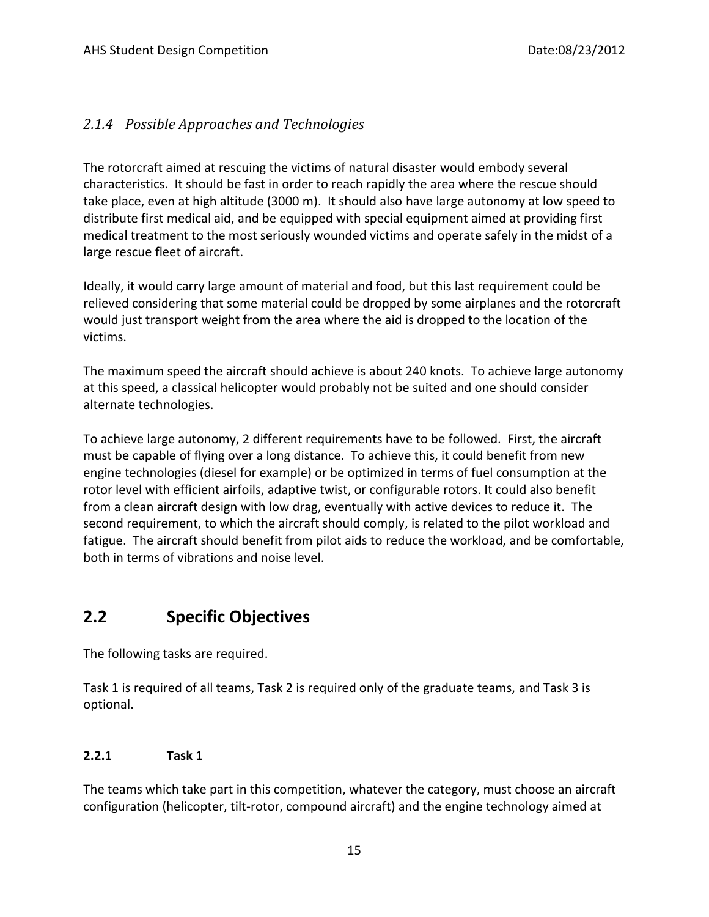### *2.1.4 Possible Approaches and Technologies*

The rotorcraft aimed at rescuing the victims of natural disaster would embody several characteristics. It should be fast in order to reach rapidly the area where the rescue should take place, even at high altitude (3000 m). It should also have large autonomy at low speed to distribute first medical aid, and be equipped with special equipment aimed at providing first medical treatment to the most seriously wounded victims and operate safely in the midst of a large rescue fleet of aircraft.

Ideally, it would carry large amount of material and food, but this last requirement could be relieved considering that some material could be dropped by some airplanes and the rotorcraft would just transport weight from the area where the aid is dropped to the location of the victims.

The maximum speed the aircraft should achieve is about 240 knots. To achieve large autonomy at this speed, a classical helicopter would probably not be suited and one should consider alternate technologies.

To achieve large autonomy, 2 different requirements have to be followed. First, the aircraft must be capable of flying over a long distance. To achieve this, it could benefit from new engine technologies (diesel for example) or be optimized in terms of fuel consumption at the rotor level with efficient airfoils, adaptive twist, or configurable rotors. It could also benefit from a clean aircraft design with low drag, eventually with active devices to reduce it. The second requirement, to which the aircraft should comply, is related to the pilot workload and fatigue. The aircraft should benefit from pilot aids to reduce the workload, and be comfortable, both in terms of vibrations and noise level.

## 2.2 Specific Objectives

The following tasks are required.

Task 1 is required of all teams, Task 2 is required only of the graduate teams, and Task 3 is optional.

### 2.2.1 Task 1

The teams which take part in this competition, whatever the category, must choose an aircraft configuration (helicopter, tilt-rotor, compound aircraft) and the engine technology aimed at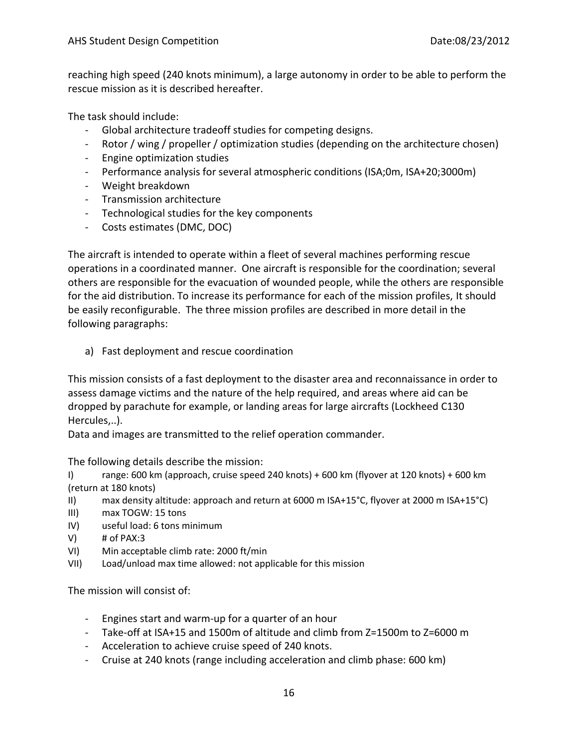reaching high speed (240 knots minimum), a large autonomy in order to be able to perform the rescue mission as it is described hereafter.

The task should include:

- Global architecture tradeoff studies for competing designs.
- Rotor / wing / propeller / optimization studies (depending on the architecture chosen)
- Engine optimization studies
- Performance analysis for several atmospheric conditions (ISA;0m, ISA+20;3000m)
- Weight breakdown
- Transmission architecture
- Technological studies for the key components
- Costs estimates (DMC, DOC)

The aircraft is intended to operate within a fleet of several machines performing rescue operations in a coordinated manner. One aircraft is responsible for the coordination; several others are responsible for the evacuation of wounded people, while the others are responsible for the aid distribution. To increase its performance for each of the mission profiles, It should be easily reconfigurable. The three mission profiles are described in more detail in the following paragraphs:

a) Fast deployment and rescue coordination

This mission consists of a fast deployment to the disaster area and reconnaissance in order to assess damage victims and the nature of the help required, and areas where aid can be dropped by parachute for example, or landing areas for large aircrafts (Lockheed C130 Hercules,..).

Data and images are transmitted to the relief operation commander.

The following details describe the mission:

I) range: 600 km (approach, cruise speed 240 knots) + 600 km (flyover at 120 knots) + 600 km (return at 180 knots)

II) max density altitude: approach and return at 6000 m ISA+15°C, flyover at 2000 m ISA+15°C)

III) max TOGW: 15 tons

IV) useful load: 6 tons minimum

V) # of PAX:3

VI) Min acceptable climb rate: 2000 ft/min

VII) Load/unload max time allowed: not applicable for this mission

The mission will consist of:

- Engines start and warm-up for a quarter of an hour
- Take-off at ISA+15 and 1500m of altitude and climb from Z=1500m to Z=6000 m
- Acceleration to achieve cruise speed of 240 knots.
- Cruise at 240 knots (range including acceleration and climb phase: 600 km)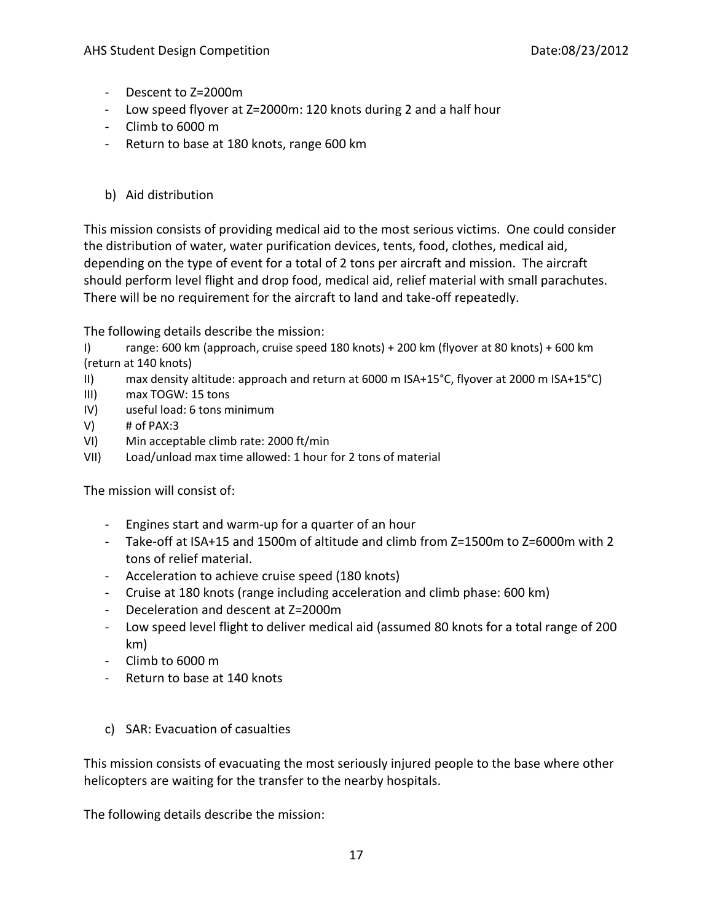- Descent to Z=2000m
- Low speed flyover at Z=2000m: 120 knots during 2 and a half hour
- Climb to 6000 m
- Return to base at 180 knots, range 600 km

b) Aid distribution

This mission consists of providing medical aid to the most serious victims. One could consider the distribution of water, water purification devices, tents, food, clothes, medical aid, depending on the type of event for a total of 2 tons per aircraft and mission. The aircraft should perform level flight and drop food, medical aid, relief material with small parachutes. There will be no requirement for the aircraft to land and take-off repeatedly.

The following details describe the mission:

I) range: 600 km (approach, cruise speed 180 knots) + 200 km (flyover at 80 knots) + 600 km (return at 140 knots)
II) max density altitude: approach and return at 6000 m ISA+15°C, flyover at 2000 m ISA+15°C)
III) max TOGW: 15 tons
IV) useful load: 6 tons minimum
V) # of PAX:3
VI) Min acceptable climb rate: 2000 ft/min
VII) Load/unload max time allowed: 1 hour for 2 tons of material

The mission will consist of:

- Engines start and warm-up for a quarter of an hour
- Take-off at ISA+15 and 1500m of altitude and climb from Z=1500m to Z=6000m with 2 tons of relief material.
- Acceleration to achieve cruise speed (180 knots)
- Cruise at 180 knots (range including acceleration and climb phase: 600 km)
- Deceleration and descent at Z=2000m
- Low speed level flight to deliver medical aid (assumed 80 knots for a total range of 200 km)
- Climb to 6000 m
- Return to base at 140 knots

c) SAR: Evacuation of casualties

This mission consists of evacuating the most seriously injured people to the base where other helicopters are waiting for the transfer to the nearby hospitals.

The following details describe the mission: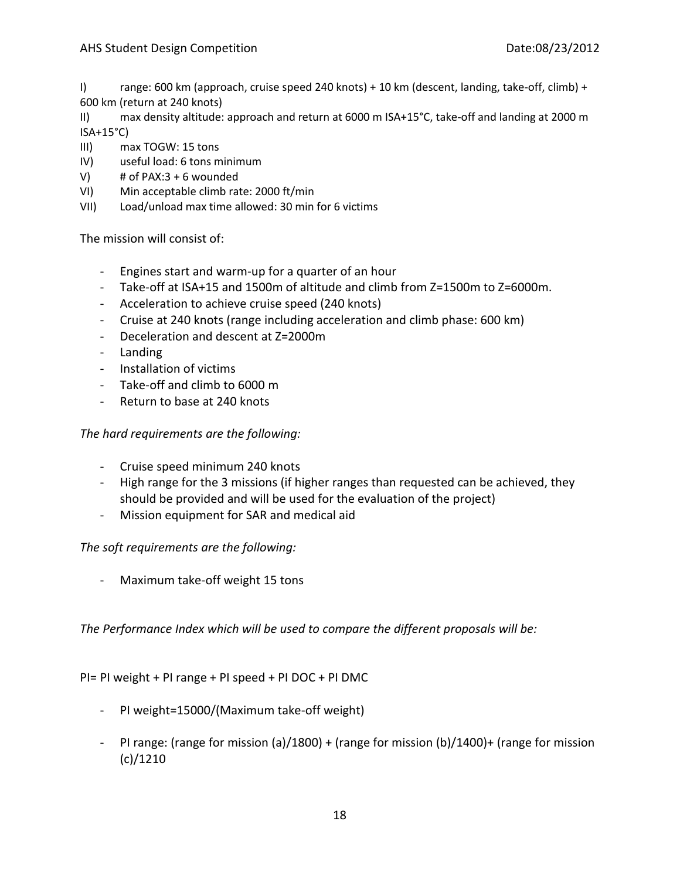I) range: 600 km (approach, cruise speed 240 knots) + 10 km (descent, landing, take-off, climb) + 600 km (return at 240 knots)

II) max density altitude: approach and return at 6000 m ISA+15°C, take-off and landing at 2000 m ISA+15°C)

III) max TOGW: 15 tons

IV) useful load: 6 tons minimum

V) # of PAX:3 + 6 wounded

VI) Min acceptable climb rate: 2000 ft/min

VII) Load/unload max time allowed: 30 min for 6 victims

The mission will consist of:

- Engines start and warm-up for a quarter of an hour
- Take-off at ISA+15 and 1500m of altitude and climb from Z=1500m to Z=6000m.
- Acceleration to achieve cruise speed (240 knots)
- Cruise at 240 knots (range including acceleration and climb phase: 600 km)
- Deceleration and descent at Z=2000m
- Landing
- Installation of victims
- Take-off and climb to 6000 m
- Return to base at 240 knots

*The hard requirements are the following:*

- Cruise speed minimum 240 knots
- High range for the 3 missions (if higher ranges than requested can be achieved, they should be provided and will be used for the evaluation of the project)
- Mission equipment for SAR and medical aid

*The soft requirements are the following:*

- Maximum take-off weight 15 tons

*The Performance Index which will be used to compare the different proposals will be:*

PI= PI weight + PI range + PI speed + PI DOC + PI DMC

- PI weight=15000/(Maximum take-off weight)

- PI range: (range for mission (a)/1800) + (range for mission (b)/1400)+ (range for mission (c)/1210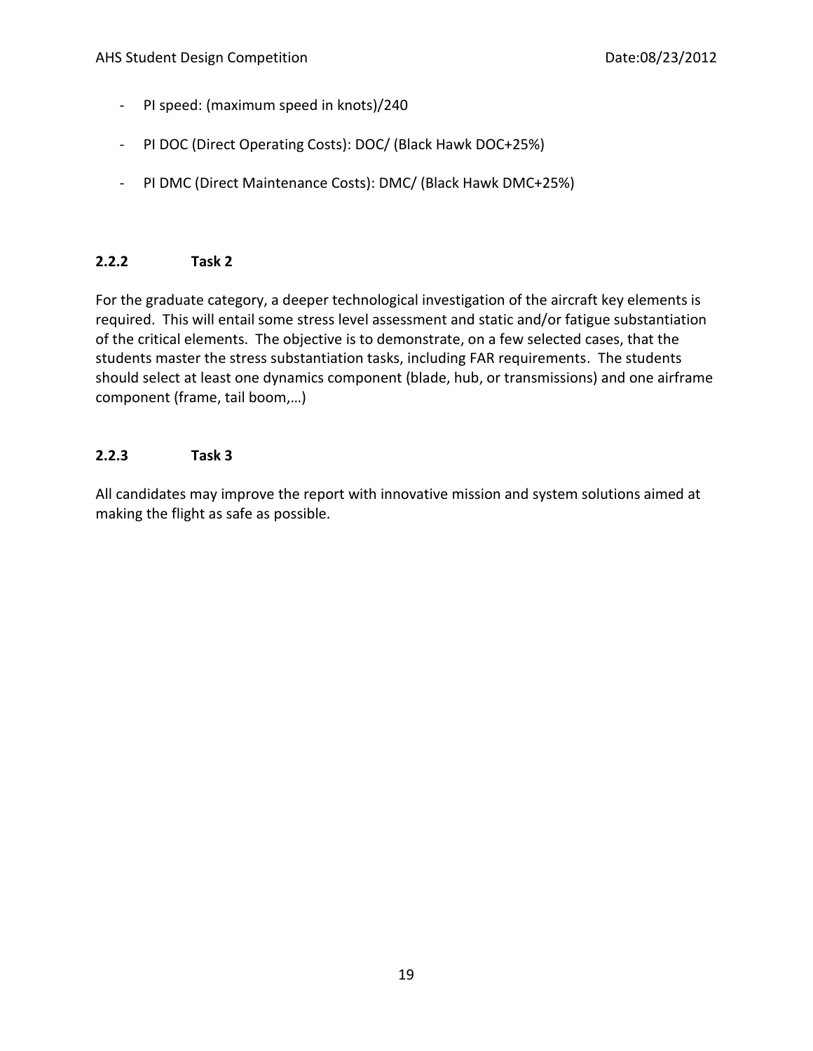- PI speed: (maximum speed in knots)/240
- PI DOC (Direct Operating Costs): DOC/ (Black Hawk DOC+25%)
- PI DMC (Direct Maintenance Costs): DMC/ (Black Hawk DMC+25%)

### 2.2.2 Task 2

For the graduate category, a deeper technological investigation of the aircraft key elements is required. This will entail some stress level assessment and static and/or fatigue substantiation of the critical elements. The objective is to demonstrate, on a few selected cases, that the students master the stress substantiation tasks, including FAR requirements. The students should select at least one dynamics component (blade, hub, or transmissions) and one airframe component (frame, tail boom,…)

### 2.2.3 Task 3

All candidates may improve the report with innovative mission and system solutions aimed at making the flight as safe as possible.